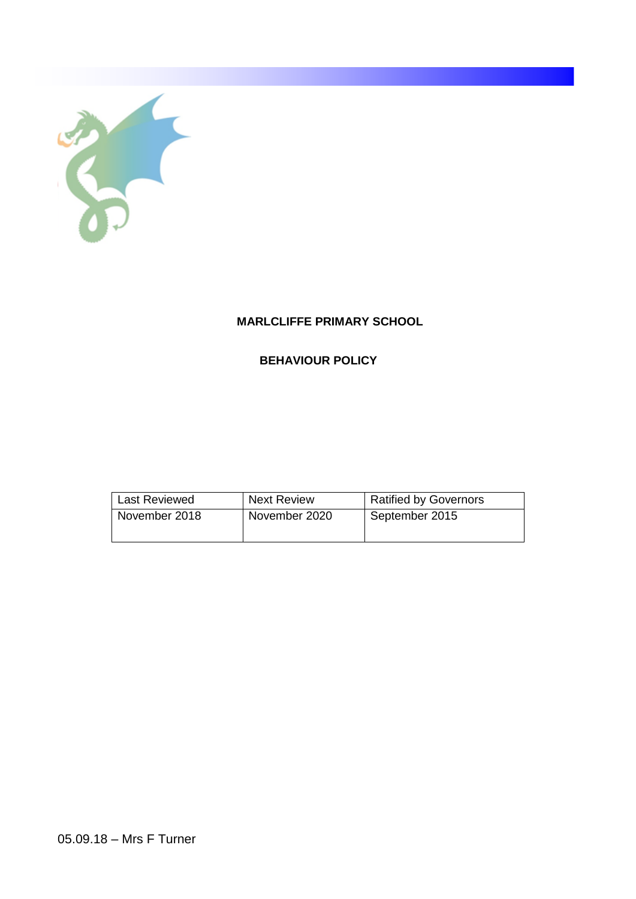# MARLCLIFFE PRIMARY SCHOOL

## BEHAVIOUR POLICY

| Last Reviewed | Next Review | Ratified by Governors |
| --- | --- | --- |
| November 2018 | November 2020 | September 2015 |

05.09.18 – Mrs F Turner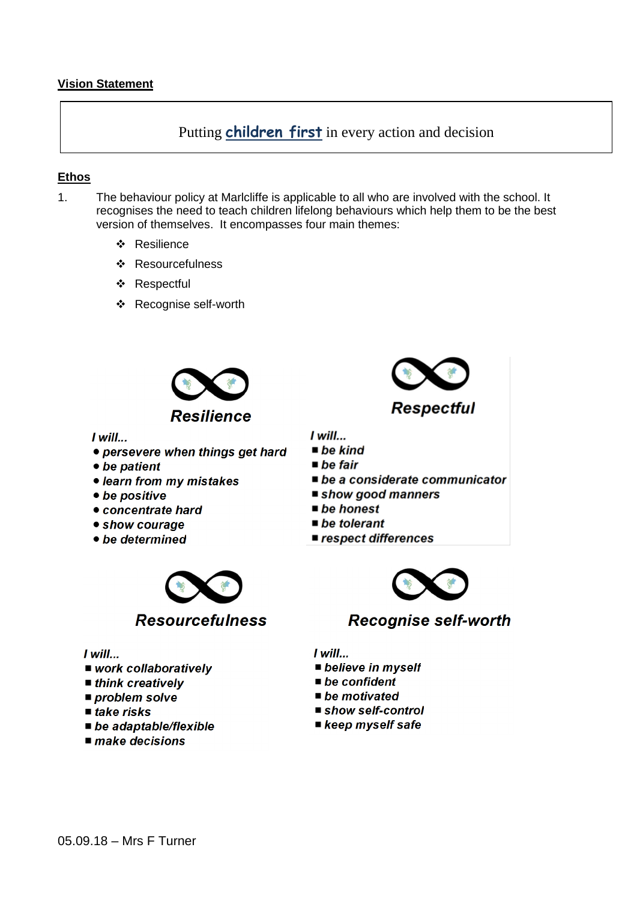## Vision Statement

Putting **children first** in every action and decision

## Ethos

1. The behaviour policy at Marlcliffe is applicable to all who are involved with the school. It recognises the need to teach children lifelong behaviours which help them to be the best version of themselves. It encompasses four main themes:

   - Resilience
   - Resourcefulness
   - Respectful
   - Recognise self-worth

### Resilience

*I will...*

- *persevere when things get hard*
- *be patient*
- *learn from my mistakes*
- *be positive*
- *concentrate hard*
- *show courage*
- *be determined*

### Respectful

*I will...*

- *be kind*
- *be fair*
- *be a considerate communicator*
- *show good manners*
- *be honest*
- *be tolerant*
- *respect differences*

### Resourcefulness

*I will...*

- *work collaboratively*
- *think creatively*
- *problem solve*
- *take risks*
- *be adaptable/flexible*
- *make decisions*

### Recognise self-worth

*I will...*

- *believe in myself*
- *be confident*
- *be motivated*
- *show self-control*
- *keep myself safe*

05.09.18 – Mrs F Turner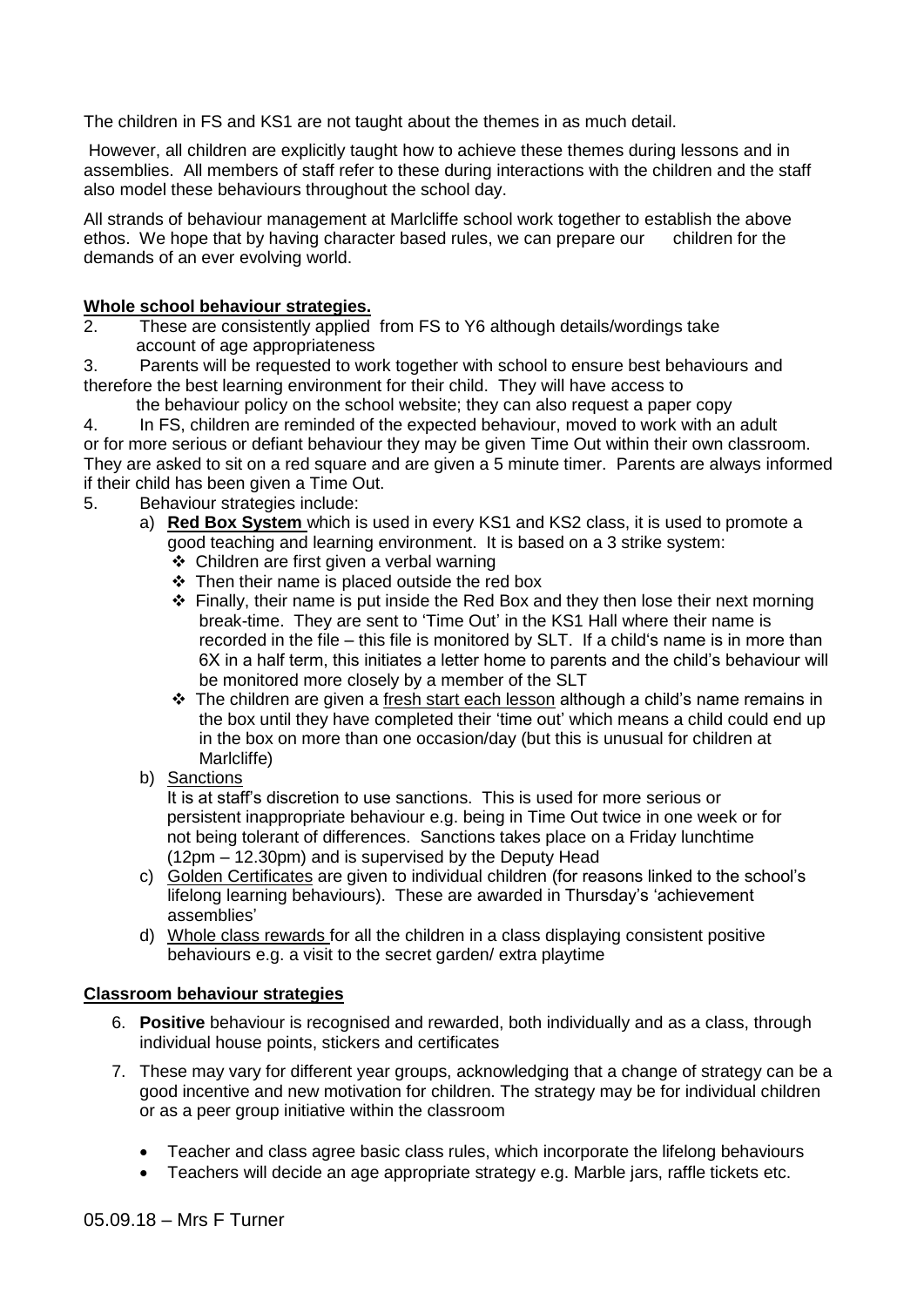The children in FS and KS1 are not taught about the themes in as much detail.

However, all children are explicitly taught how to achieve these themes during lessons and in assemblies. All members of staff refer to these during interactions with the children and the staff also model these behaviours throughout the school day.

All strands of behaviour management at Marlcliffe school work together to establish the above ethos. We hope that by having character based rules, we can prepare our children for the demands of an ever evolving world.

## **Whole school behaviour strategies.**

2. These are consistently applied from FS to Y6 although details/wordings take account of age appropriateness
3. Parents will be requested to work together with school to ensure best behaviours and therefore the best learning environment for their child. They will have access to the behaviour policy on the school website; they can also request a paper copy
4. In FS, children are reminded of the expected behaviour, moved to work with an adult or for more serious or defiant behaviour they may be given Time Out within their own classroom. They are asked to sit on a red square and are given a 5 minute timer. Parents are always informed if their child has been given a Time Out.
5. Behaviour strategies include:
   a) **Red Box System** which is used in every KS1 and KS2 class, it is used to promote a good teaching and learning environment. It is based on a 3 strike system:
      - Children are first given a verbal warning
      - Then their name is placed outside the red box
      - Finally, their name is put inside the Red Box and they then lose their next morning break-time. They are sent to 'Time Out' in the KS1 Hall where their name is recorded in the file – this file is monitored by SLT. If a child's name is in more than 6X in a half term, this initiates a letter home to parents and the child's behaviour will be monitored more closely by a member of the SLT
      - The children are given a fresh start each lesson although a child's name remains in the box until they have completed their 'time out' which means a child could end up in the box on more than one occasion/day (but this is unusual for children at Marlcliffe)

   b) Sanctions
      It is at staff's discretion to use sanctions. This is used for more serious or persistent inappropriate behaviour e.g. being in Time Out twice in one week or for not being tolerant of differences. Sanctions takes place on a Friday lunchtime (12pm – 12.30pm) and is supervised by the Deputy Head

   c) Golden Certificates are given to individual children (for reasons linked to the school's lifelong learning behaviours). These are awarded in Thursday's 'achievement assemblies'

   d) Whole class rewards for all the children in a class displaying consistent positive behaviours e.g. a visit to the secret garden/ extra playtime

## **Classroom behaviour strategies**

6. **Positive** behaviour is recognised and rewarded, both individually and as a class, through individual house points, stickers and certificates
7. These may vary for different year groups, acknowledging that a change of strategy can be a good incentive and new motivation for children. The strategy may be for individual children or as a peer group initiative within the classroom

   - Teacher and class agree basic class rules, which incorporate the lifelong behaviours
   - Teachers will decide an age appropriate strategy e.g. Marble jars, raffle tickets etc.

05.09.18 – Mrs F Turner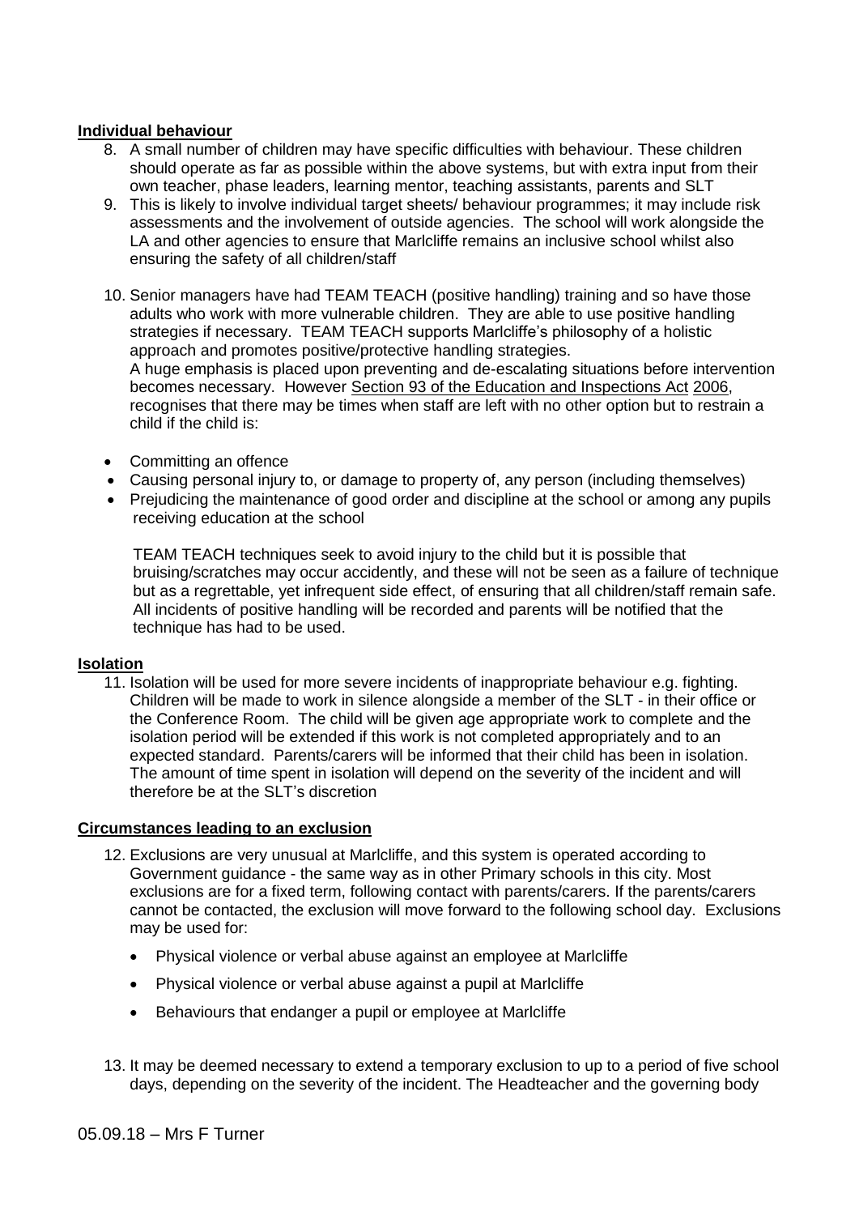**Individual behaviour**

8. A small number of children may have specific difficulties with behaviour. These children should operate as far as possible within the above systems, but with extra input from their own teacher, phase leaders, learning mentor, teaching assistants, parents and SLT
9. This is likely to involve individual target sheets/ behaviour programmes; it may include risk assessments and the involvement of outside agencies. The school will work alongside the LA and other agencies to ensure that Marlcliffe remains an inclusive school whilst also ensuring the safety of all children/staff
10. Senior managers have had TEAM TEACH (positive handling) training and so have those adults who work with more vulnerable children. They are able to use positive handling strategies if necessary. TEAM TEACH supports Marlcliffe's philosophy of a holistic approach and promotes positive/protective handling strategies.
    A huge emphasis is placed upon preventing and de-escalating situations before intervention becomes necessary. However Section 93 of the Education and Inspections Act 2006, recognises that there may be times when staff are left with no other option but to restrain a child if the child is:

- Committing an offence
- Causing personal injury to, or damage to property of, any person (including themselves)
- Prejudicing the maintenance of good order and discipline at the school or among any pupils receiving education at the school

TEAM TEACH techniques seek to avoid injury to the child but it is possible that bruising/scratches may occur accidently, and these will not be seen as a failure of technique but as a regrettable, yet infrequent side effect, of ensuring that all children/staff remain safe. All incidents of positive handling will be recorded and parents will be notified that the technique has had to be used.

**Isolation**

11. Isolation will be used for more severe incidents of inappropriate behaviour e.g. fighting. Children will be made to work in silence alongside a member of the SLT - in their office or the Conference Room. The child will be given age appropriate work to complete and the isolation period will be extended if this work is not completed appropriately and to an expected standard. Parents/carers will be informed that their child has been in isolation. The amount of time spent in isolation will depend on the severity of the incident and will therefore be at the SLT's discretion

**Circumstances leading to an exclusion**

12. Exclusions are very unusual at Marlcliffe, and this system is operated according to Government guidance - the same way as in other Primary schools in this city. Most exclusions are for a fixed term, following contact with parents/carers. If the parents/carers cannot be contacted, the exclusion will move forward to the following school day. Exclusions may be used for:

    - Physical violence or verbal abuse against an employee at Marlcliffe
    - Physical violence or verbal abuse against a pupil at Marlcliffe
    - Behaviours that endanger a pupil or employee at Marlcliffe

13. It may be deemed necessary to extend a temporary exclusion to up to a period of five school days, depending on the severity of the incident. The Headteacher and the governing body

05.09.18 – Mrs F Turner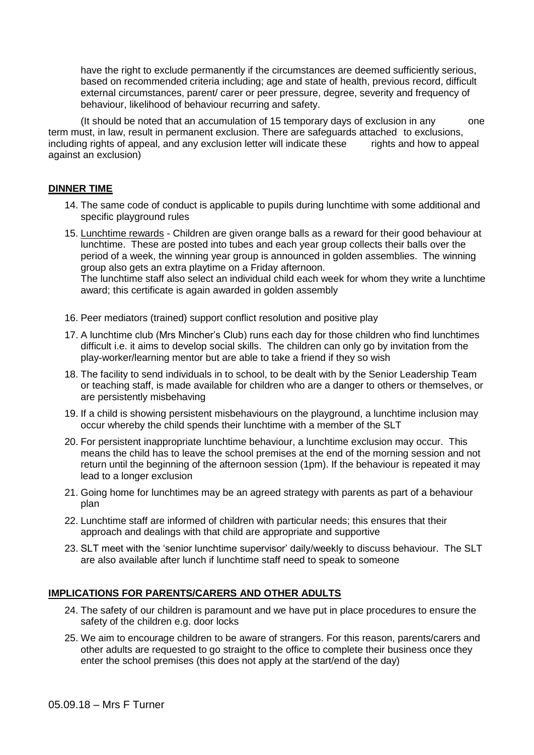have the right to exclude permanently if the circumstances are deemed sufficiently serious, based on recommended criteria including; age and state of health, previous record, difficult external circumstances, parent/ carer or peer pressure, degree, severity and frequency of behaviour, likelihood of behaviour recurring and safety.

(It should be noted that an accumulation of 15 temporary days of exclusion in any one term must, in law, result in permanent exclusion. There are safeguards attached to exclusions, including rights of appeal, and any exclusion letter will indicate these rights and how to appeal against an exclusion)

## DINNER TIME

14. The same code of conduct is applicable to pupils during lunchtime with some additional and specific playground rules
15. Lunchtime rewards - Children are given orange balls as a reward for their good behaviour at lunchtime. These are posted into tubes and each year group collects their balls over the period of a week, the winning year group is announced in golden assemblies. The winning group also gets an extra playtime on a Friday afternoon.
    The lunchtime staff also select an individual child each week for whom they write a lunchtime award; this certificate is again awarded in golden assembly
16. Peer mediators (trained) support conflict resolution and positive play
17. A lunchtime club (Mrs Mincher's Club) runs each day for those children who find lunchtimes difficult i.e. it aims to develop social skills. The children can only go by invitation from the play-worker/learning mentor but are able to take a friend if they so wish
18. The facility to send individuals in to school, to be dealt with by the Senior Leadership Team or teaching staff, is made available for children who are a danger to others or themselves, or are persistently misbehaving
19. If a child is showing persistent misbehaviours on the playground, a lunchtime inclusion may occur whereby the child spends their lunchtime with a member of the SLT
20. For persistent inappropriate lunchtime behaviour, a lunchtime exclusion may occur. This means the child has to leave the school premises at the end of the morning session and not return until the beginning of the afternoon session (1pm). If the behaviour is repeated it may lead to a longer exclusion
21. Going home for lunchtimes may be an agreed strategy with parents as part of a behaviour plan
22. Lunchtime staff are informed of children with particular needs; this ensures that their approach and dealings with that child are appropriate and supportive
23. SLT meet with the 'senior lunchtime supervisor' daily/weekly to discuss behaviour. The SLT are also available after lunch if lunchtime staff need to speak to someone

## IMPLICATIONS FOR PARENTS/CARERS AND OTHER ADULTS

24. The safety of our children is paramount and we have put in place procedures to ensure the safety of the children e.g. door locks
25. We aim to encourage children to be aware of strangers. For this reason, parents/carers and other adults are requested to go straight to the office to complete their business once they enter the school premises (this does not apply at the start/end of the day)

05.09.18 – Mrs F Turner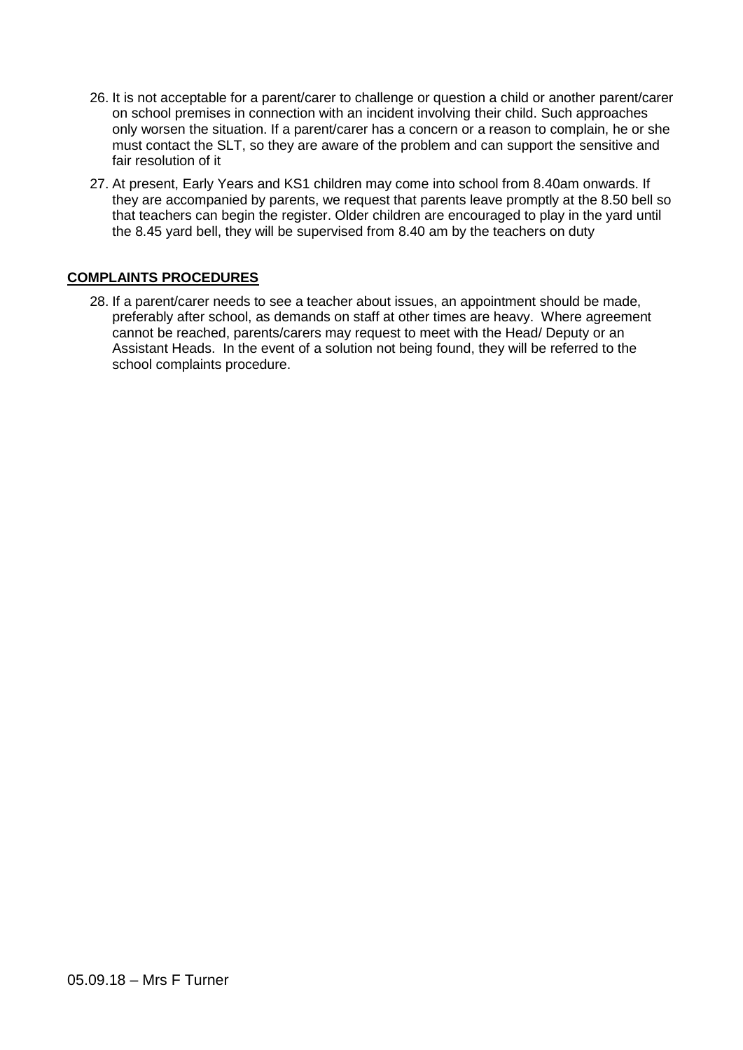26. It is not acceptable for a parent/carer to challenge or question a child or another parent/carer on school premises in connection with an incident involving their child. Such approaches only worsen the situation. If a parent/carer has a concern or a reason to complain, he or she must contact the SLT, so they are aware of the problem and can support the sensitive and fair resolution of it
27. At present, Early Years and KS1 children may come into school from 8.40am onwards. If they are accompanied by parents, we request that parents leave promptly at the 8.50 bell so that teachers can begin the register. Older children are encouraged to play in the yard until the 8.45 yard bell, they will be supervised from 8.40 am by the teachers on duty

**COMPLAINTS PROCEDURES**

28. If a parent/carer needs to see a teacher about issues, an appointment should be made, preferably after school, as demands on staff at other times are heavy. Where agreement cannot be reached, parents/carers may request to meet with the Head/ Deputy or an Assistant Heads. In the event of a solution not being found, they will be referred to the school complaints procedure.

05.09.18 – Mrs F Turner